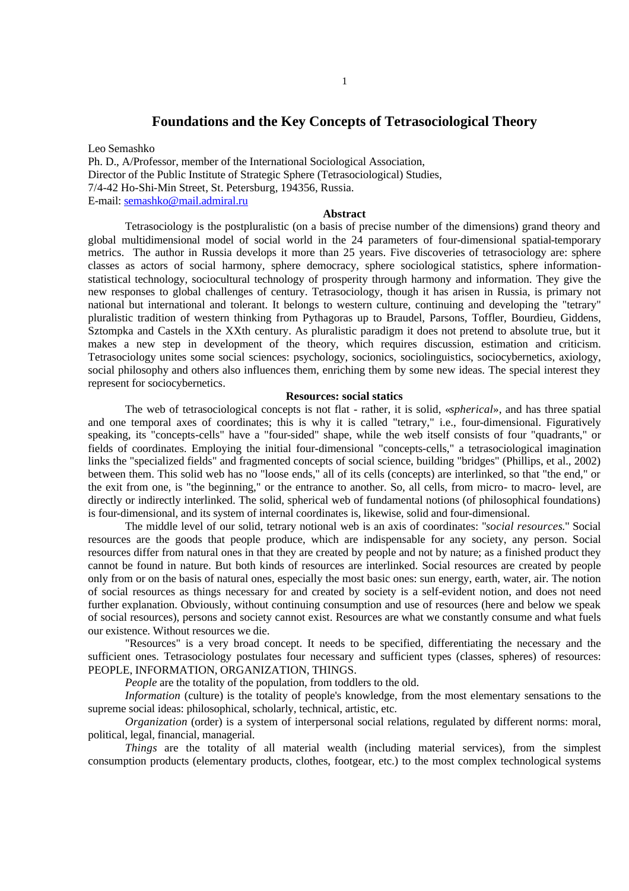# Foundations and the Key Concepts of Tetrasociological Theory

Leo Semashko
Ph. D., A/Professor, member of the International Sociological Association,
Director of the Public Institute of Strategic Sphere (Tetrasociological) Studies,
7/4-42 Ho-Shi-Min Street, St. Petersburg, 194356, Russia.
E-mail: [semashko@mail.admiral.ru](mailto:semashko@mail.admiral.ru)

## Abstract

Tetrasociology is the postpluralistic (on a basis of precise number of the dimensions) grand theory and global multidimensional model of social world in the 24 parameters of four-dimensional spatial-temporary metrics. The author in Russia develops it more than 25 years. Five discoveries of tetrasociology are: sphere classes as actors of social harmony, sphere democracy, sphere sociological statistics, sphere information-statistical technology, sociocultural technology of prosperity through harmony and information. They give the new responses to global challenges of century. Tetrasociology, though it has arisen in Russia, is primary not national but international and tolerant. It belongs to western culture, continuing and developing the "tetrary" pluralistic tradition of western thinking from Pythagoras up to Braudel, Parsons, Toffler, Bourdieu, Giddens, Sztompka and Castels in the XXth century. As pluralistic paradigm it does not pretend to absolute true, but it makes a new step in development of the theory, which requires discussion, estimation and criticism. Tetrasociology unites some social sciences: psychology, socionics, sociolinguistics, sociocybernetics, axiology, social philosophy and others also influences them, enriching them by some new ideas. The special interest they represent for sociocybernetics.

## Resources: social statics

The web of tetrasociological concepts is not flat - rather, it is solid, «*spherical*», and has three spatial and one temporal axes of coordinates; this is why it is called "tetrary," i.e., four-dimensional. Figuratively speaking, its "concepts-cells" have a "four-sided" shape, while the web itself consists of four "quadrants," or fields of coordinates. Employing the initial four-dimensional "concepts-cells," a tetrasociological imagination links the "specialized fields" and fragmented concepts of social science, building "bridges" (Phillips, et al., 2002) between them. This solid web has no "loose ends," all of its cells (concepts) are interlinked, so that "the end," or the exit from one, is "the beginning," or the entrance to another. So, all cells, from micro- to macro- level, are directly or indirectly interlinked. The solid, spherical web of fundamental notions (of philosophical foundations) is four-dimensional, and its system of internal coordinates is, likewise, solid and four-dimensional.

The middle level of our solid, tetrary notional web is an axis of coordinates: "*social resources.*" Social resources are the goods that people produce, which are indispensable for any society, any person. Social resources differ from natural ones in that they are created by people and not by nature; as a finished product they cannot be found in nature. But both kinds of resources are interlinked. Social resources are created by people only from or on the basis of natural ones, especially the most basic ones: sun energy, earth, water, air. The notion of social resources as things necessary for and created by society is a self-evident notion, and does not need further explanation. Obviously, without continuing consumption and use of resources (here and below we speak of social resources), persons and society cannot exist. Resources are what we constantly consume and what fuels our existence. Without resources we die.

"Resources" is a very broad concept. It needs to be specified, differentiating the necessary and the sufficient ones. Tetrasociology postulates four necessary and sufficient types (classes, spheres) of resources: PEOPLE, INFORMATION, ORGANIZATION, THINGS.

*People* are the totality of the population, from toddlers to the old.

*Information* (culture) is the totality of people's knowledge, from the most elementary sensations to the supreme social ideas: philosophical, scholarly, technical, artistic, etc.

*Organization* (order) is a system of interpersonal social relations, regulated by different norms: moral, political, legal, financial, managerial.

*Things* are the totality of all material wealth (including material services), from the simplest consumption products (elementary products, clothes, footgear, etc.) to the most complex technological systems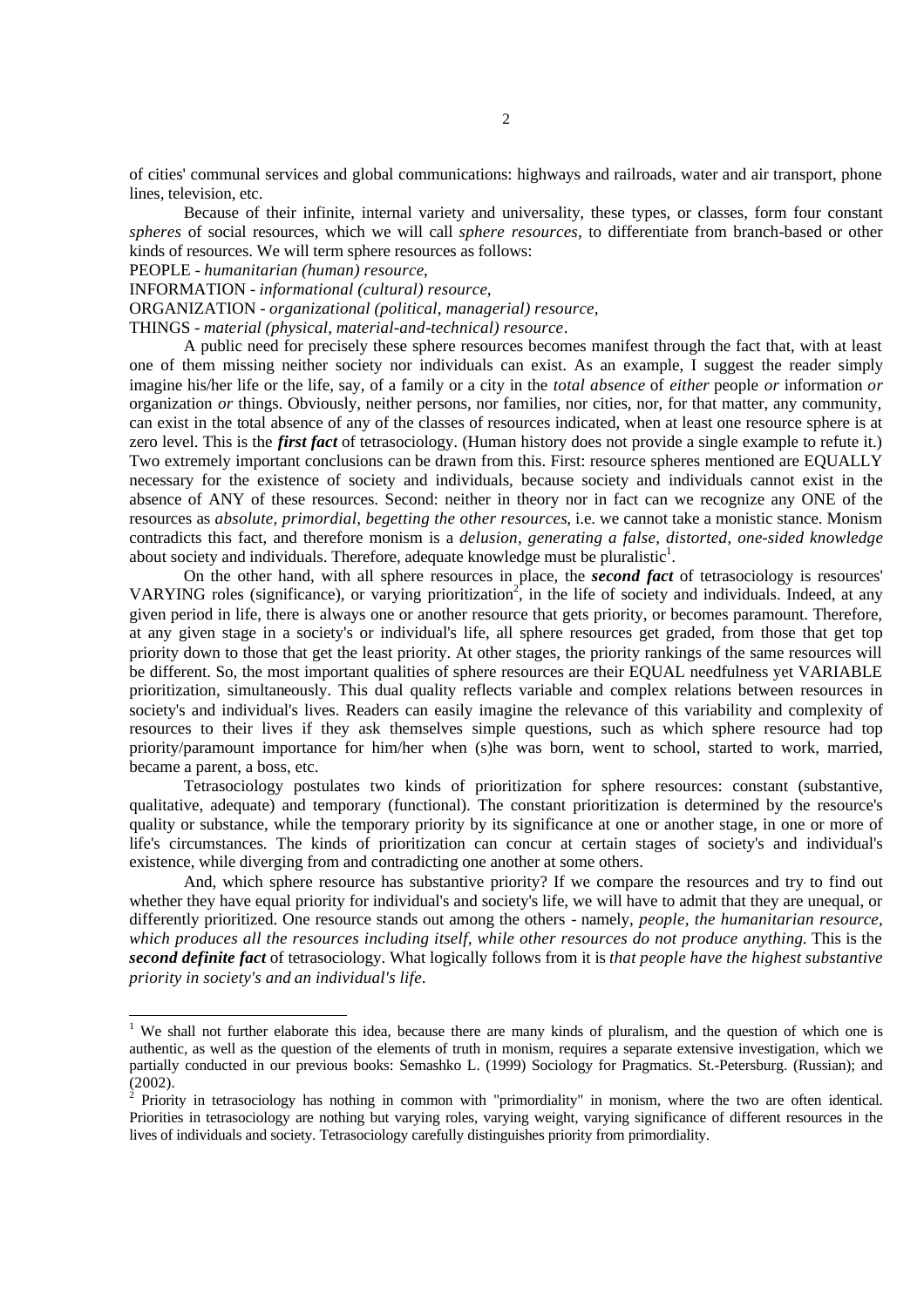of cities' communal services and global communications: highways and railroads, water and air transport, phone lines, television, etc.

Because of their infinite, internal variety and universality, these types, or classes, form four constant *spheres* of social resources, which we will call *sphere resources*, to differentiate from branch-based or other kinds of resources. We will term sphere resources as follows:

PEOPLE - *humanitarian (human) resource*,

INFORMATION - *informational (cultural) resource*,

ORGANIZATION - *organizational (political, managerial) resource*,

THINGS - *material (physical, material-and-technical) resource*.

A public need for precisely these sphere resources becomes manifest through the fact that, with at least one of them missing neither society nor individuals can exist. As an example, I suggest the reader simply imagine his/her life or the life, say, of a family or a city in the *total absence* of *either* people *or* information *or* organization *or* things. Obviously, neither persons, nor families, nor cities, nor, for that matter, any community, can exist in the total absence of any of the classes of resources indicated, when at least one resource sphere is at zero level. This is the ***first fact*** of tetrasociology. (Human history does not provide a single example to refute it.) Two extremely important conclusions can be drawn from this. First: resource spheres mentioned are EQUALLY necessary for the existence of society and individuals, because society and individuals cannot exist in the absence of ANY of these resources. Second: neither in theory nor in fact can we recognize any ONE of the resources as *absolute, primordial, begetting the other resources*, i.e. we cannot take a monistic stance. Monism contradicts this fact, and therefore monism is a *delusion, generating a false, distorted, one-sided knowledge* about society and individuals. Therefore, adequate knowledge must be pluralistic[1].

On the other hand, with all sphere resources in place, the ***second fact*** of tetrasociology is resources' VARYING roles (significance), or varying prioritization[2], in the life of society and individuals. Indeed, at any given period in life, there is always one or another resource that gets priority, or becomes paramount. Therefore, at any given stage in a society's or individual's life, all sphere resources get graded, from those that get top priority down to those that get the least priority. At other stages, the priority rankings of the same resources will be different. So, the most important qualities of sphere resources are their EQUAL needfulness yet VARIABLE prioritization, simultaneously. This dual quality reflects variable and complex relations between resources in society's and individual's lives. Readers can easily imagine the relevance of this variability and complexity of resources to their lives if they ask themselves simple questions, such as which sphere resource had top priority/paramount importance for him/her when (s)he was born, went to school, started to work, married, became a parent, a boss, etc.

Tetrasociology postulates two kinds of prioritization for sphere resources: constant (substantive, qualitative, adequate) and temporary (functional). The constant prioritization is determined by the resource's quality or substance, while the temporary priority by its significance at one or another stage, in one or more of life's circumstances. The kinds of prioritization can concur at certain stages of society's and individual's existence, while diverging from and contradicting one another at some others.

And, which sphere resource has substantive priority? If we compare the resources and try to find out whether they have equal priority for individual's and society's life, we will have to admit that they are unequal, or differently prioritized. One resource stands out among the others - namely, *people, the humanitarian resource, which produces all the resources including itself, while other resources do not produce anything.* This is the ***second definite fact*** of tetrasociology. What logically follows from it is *that people have the highest substantive priority in society's and an individual's life.*

---

[1] We shall not further elaborate this idea, because there are many kinds of pluralism, and the question of which one is authentic, as well as the question of the elements of truth in monism, requires a separate extensive investigation, which we partially conducted in our previous books: Semashko L. (1999) Sociology for Pragmatics. St.-Petersburg. (Russian); and (2002).

[2] Priority in tetrasociology has nothing in common with "primordiality" in monism, where the two are often identical. Priorities in tetrasociology are nothing but varying roles, varying weight, varying significance of different resources in the lives of individuals and society. Tetrasociology carefully distinguishes priority from primordiality.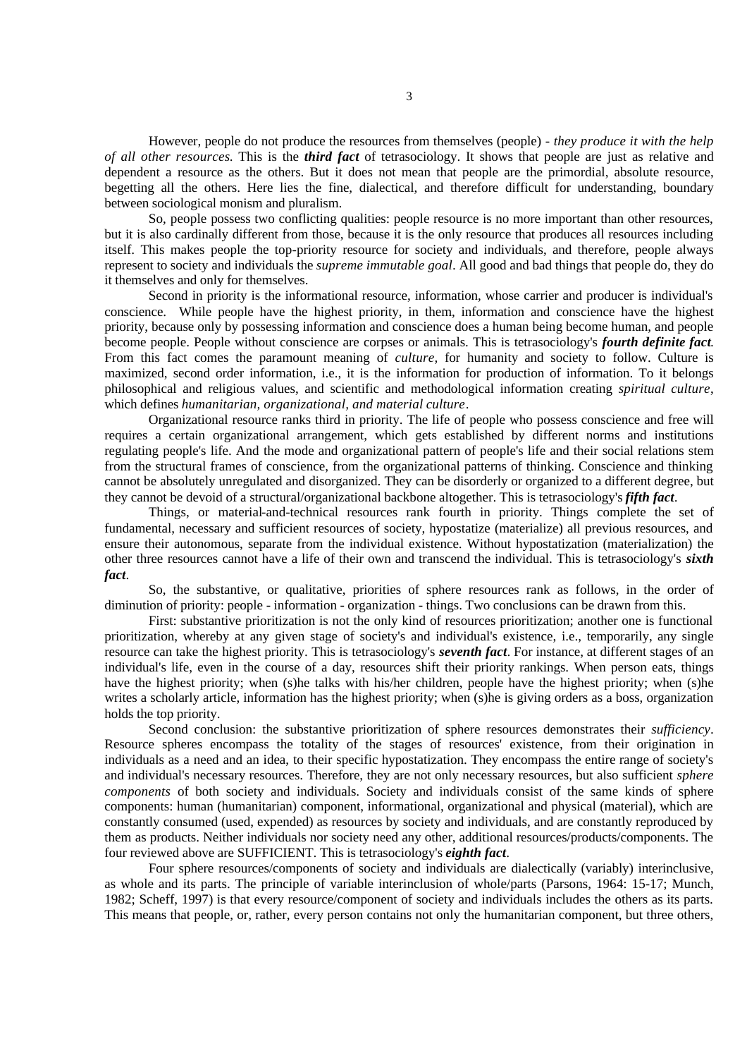However, people do not produce the resources from themselves (people) - *they produce it with the help of all other resources.* This is the ***third fact*** of tetrasociology. It shows that people are just as relative and dependent a resource as the others. But it does not mean that people are the primordial, absolute resource, begetting all the others. Here lies the fine, dialectical, and therefore difficult for understanding, boundary between sociological monism and pluralism.

So, people possess two conflicting qualities: people resource is no more important than other resources, but it is also cardinally different from those, because it is the only resource that produces all resources including itself. This makes people the top-priority resource for society and individuals, and therefore, people always represent to society and individuals the *supreme immutable goal*. All good and bad things that people do, they do it themselves and only for themselves.

Second in priority is the informational resource, information, whose carrier and producer is individual's conscience. While people have the highest priority, in them, information and conscience have the highest priority, because only by possessing information and conscience does a human being become human, and people become people. People without conscience are corpses or animals. This is tetrasociology's ***fourth definite fact.*** From this fact comes the paramount meaning of *culture,* for humanity and society to follow. Culture is maximized, second order information, i.e., it is the information for production of information. To it belongs philosophical and religious values, and scientific and methodological information creating *spiritual culture*, which defines *humanitarian, organizational, and material culture*.

Organizational resource ranks third in priority. The life of people who possess conscience and free will requires a certain organizational arrangement, which gets established by different norms and institutions regulating people's life. And the mode and organizational pattern of people's life and their social relations stem from the structural frames of conscience, from the organizational patterns of thinking. Conscience and thinking cannot be absolutely unregulated and disorganized. They can be disorderly or organized to a different degree, but they cannot be devoid of a structural/organizational backbone altogether. This is tetrasociology's ***fifth fact***.

Things, or material-and-technical resources rank fourth in priority. Things complete the set of fundamental, necessary and sufficient resources of society, hypostatize (materialize) all previous resources, and ensure their autonomous, separate from the individual existence. Without hypostatization (materialization) the other three resources cannot have a life of their own and transcend the individual. This is tetrasociology's ***sixth fact***.

So, the substantive, or qualitative, priorities of sphere resources rank as follows, in the order of diminution of priority: people - information - organization - things. Two conclusions can be drawn from this.

First: substantive prioritization is not the only kind of resources prioritization; another one is functional prioritization, whereby at any given stage of society's and individual's existence, i.e., temporarily, any single resource can take the highest priority. This is tetrasociology's ***seventh fact***. For instance, at different stages of an individual's life, even in the course of a day, resources shift their priority rankings. When person eats, things have the highest priority; when (s)he talks with his/her children, people have the highest priority; when (s)he writes a scholarly article, information has the highest priority; when (s)he is giving orders as a boss, organization holds the top priority.

Second conclusion: the substantive prioritization of sphere resources demonstrates their *sufficiency*. Resource spheres encompass the totality of the stages of resources' existence, from their origination in individuals as a need and an idea, to their specific hypostatization. They encompass the entire range of society's and individual's necessary resources. Therefore, they are not only necessary resources, but also sufficient *sphere components* of both society and individuals. Society and individuals consist of the same kinds of sphere components: human (humanitarian) component, informational, organizational and physical (material), which are constantly consumed (used, expended) as resources by society and individuals, and are constantly reproduced by them as products. Neither individuals nor society need any other, additional resources/products/components. The four reviewed above are SUFFICIENT. This is tetrasociology's ***eighth fact***.

Four sphere resources/components of society and individuals are dialectically (variably) interinclusive, as whole and its parts. The principle of variable interinclusion of whole/parts (Parsons, 1964: 15-17; Munch, 1982; Scheff, 1997) is that every resource/component of society and individuals includes the others as its parts. This means that people, or, rather, every person contains not only the humanitarian component, but three others,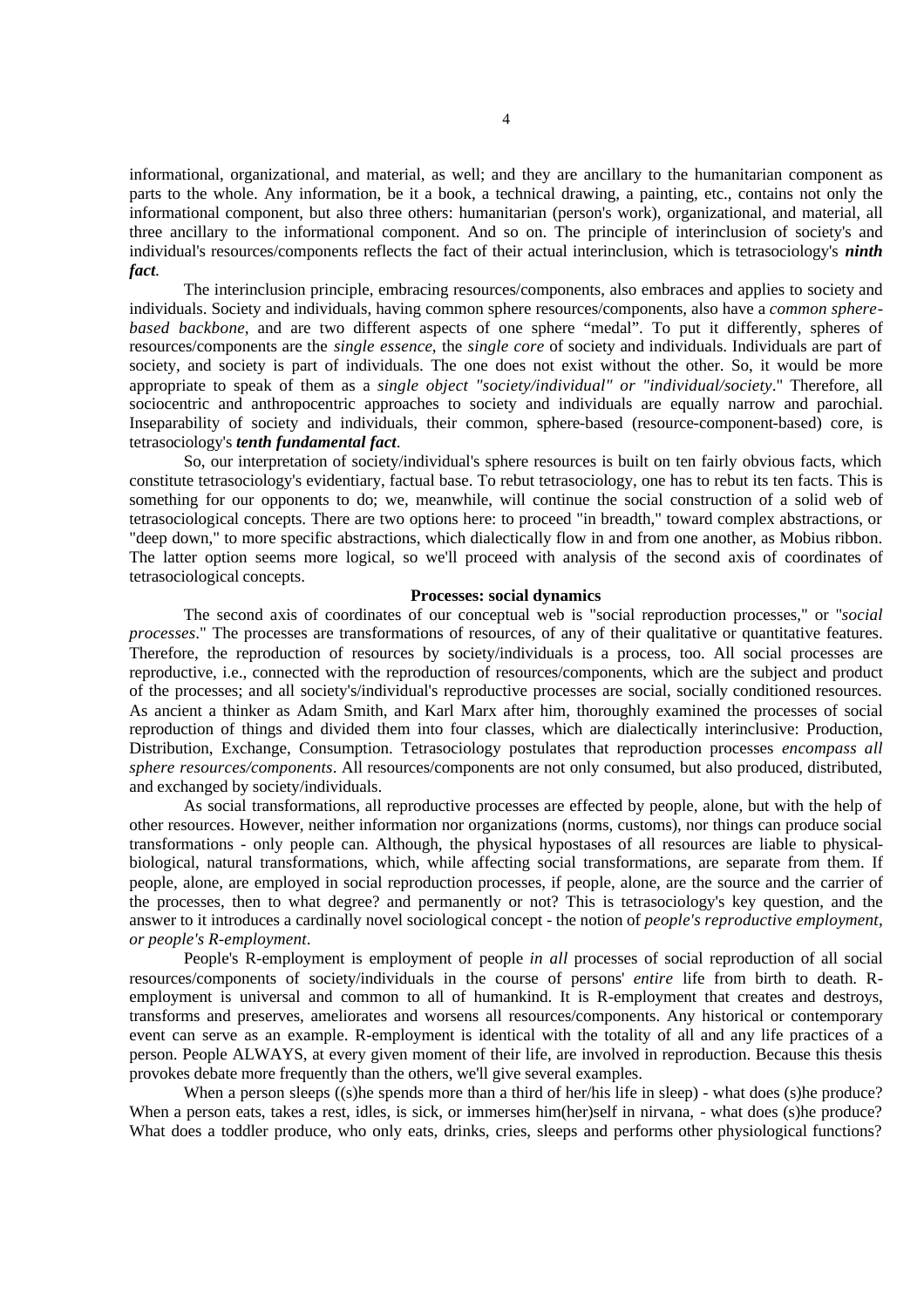informational, organizational, and material, as well; and they are ancillary to the humanitarian component as parts to the whole. Any information, be it a book, a technical drawing, a painting, etc., contains not only the informational component, but also three others: humanitarian (person's work), organizational, and material, all three ancillary to the informational component. And so on. The principle of interinclusion of society's and individual's resources/components reflects the fact of their actual interinclusion, which is tetrasociology's ***ninth fact***.

The interinclusion principle, embracing resources/components, also embraces and applies to society and individuals. Society and individuals, having common sphere resources/components, also have a *common sphere-based backbone*, and are two different aspects of one sphere "medal". To put it differently, spheres of resources/components are the *single essence*, the *single core* of society and individuals. Individuals are part of society, and society is part of individuals. The one does not exist without the other. So, it would be more appropriate to speak of them as a *single object "society/individual" or "individual/society*." Therefore, all sociocentric and anthropocentric approaches to society and individuals are equally narrow and parochial. Inseparability of society and individuals, their common, sphere-based (resource-component-based) core, is tetrasociology's ***tenth fundamental fact***.

So, our interpretation of society/individual's sphere resources is built on ten fairly obvious facts, which constitute tetrasociology's evidentiary, factual base. To rebut tetrasociology, one has to rebut its ten facts. This is something for our opponents to do; we, meanwhile, will continue the social construction of a solid web of tetrasociological concepts. There are two options here: to proceed "in breadth," toward complex abstractions, or "deep down," to more specific abstractions, which dialectically flow in and from one another, as Mobius ribbon. The latter option seems more logical, so we'll proceed with analysis of the second axis of coordinates of tetrasociological concepts.

**Processes: social dynamics**

The second axis of coordinates of our conceptual web is "social reproduction processes," or "*social processes*." The processes are transformations of resources, of any of their qualitative or quantitative features. Therefore, the reproduction of resources by society/individuals is a process, too. All social processes are reproductive, i.e., connected with the reproduction of resources/components, which are the subject and product of the processes; and all society's/individual's reproductive processes are social, socially conditioned resources. As ancient a thinker as Adam Smith, and Karl Marx after him, thoroughly examined the processes of social reproduction of things and divided them into four classes, which are dialectically interinclusive: Production, Distribution, Exchange, Consumption. Tetrasociology postulates that reproduction processes *encompass all sphere resources/components*. All resources/components are not only consumed, but also produced, distributed, and exchanged by society/individuals.

As social transformations, all reproductive processes are effected by people, alone, but with the help of other resources. However, neither information nor organizations (norms, customs), nor things can produce social transformations - only people can. Although, the physical hypostases of all resources are liable to physical-biological, natural transformations, which, while affecting social transformations, are separate from them. If people, alone, are employed in social reproduction processes, if people, alone, are the source and the carrier of the processes, then to what degree? and permanently or not? This is tetrasociology's key question, and the answer to it introduces a cardinally novel sociological concept - the notion of *people's reproductive employment, or people's R-employment*.

People's R-employment is employment of people *in all* processes of social reproduction of all social resources/components of society/individuals in the course of persons' *entire* life from birth to death. R-employment is universal and common to all of humankind. It is R-employment that creates and destroys, transforms and preserves, ameliorates and worsens all resources/components. Any historical or contemporary event can serve as an example. R-employment is identical with the totality of all and any life practices of a person. People ALWAYS, at every given moment of their life, are involved in reproduction. Because this thesis provokes debate more frequently than the others, we'll give several examples.

When a person sleeps ((s)he spends more than a third of her/his life in sleep) - what does (s)he produce? When a person eats, takes a rest, idles, is sick, or immerses him(her)self in nirvana, - what does (s)he produce? What does a toddler produce, who only eats, drinks, cries, sleeps and performs other physiological functions?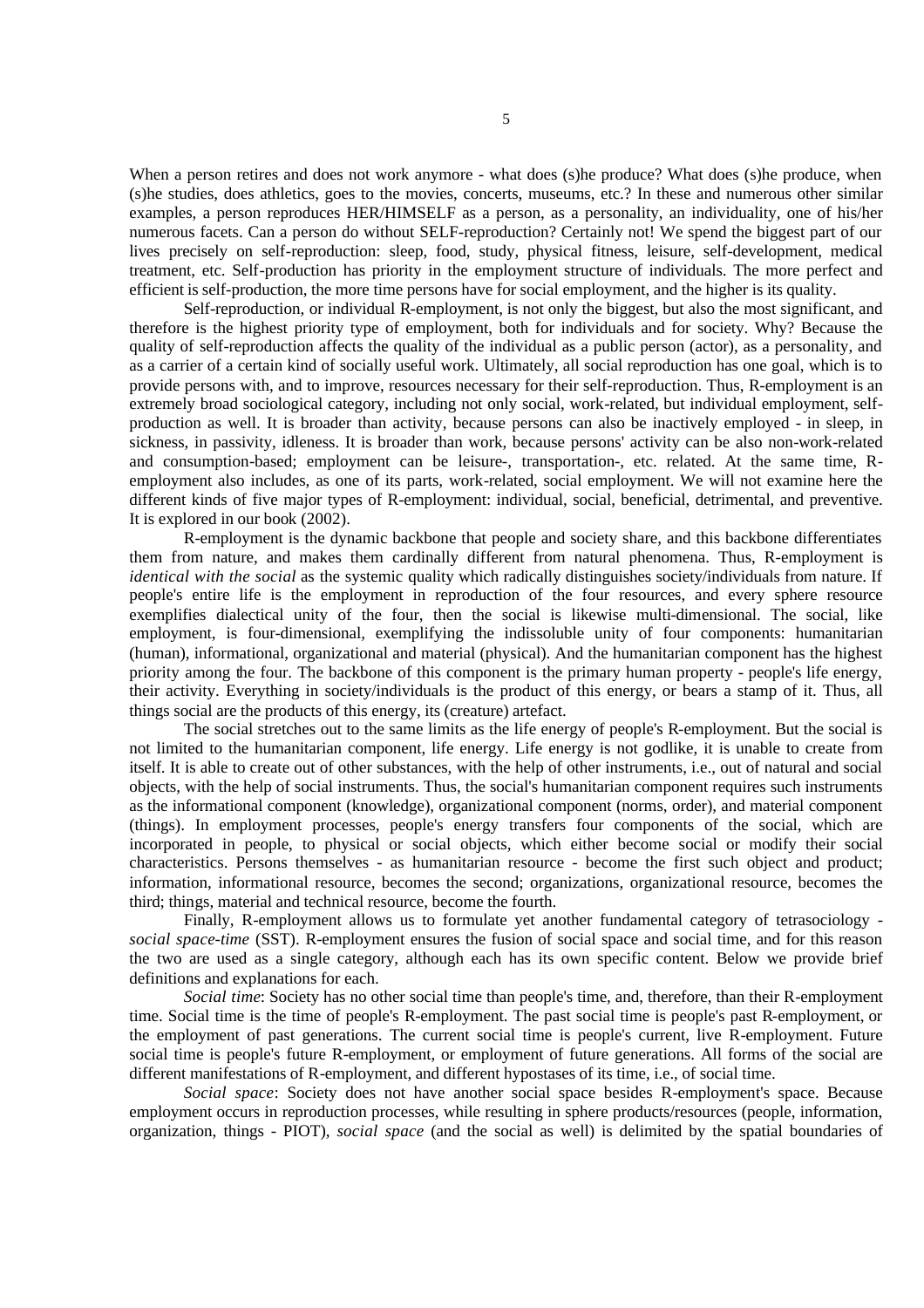When a person retires and does not work anymore - what does (s)he produce? What does (s)he produce, when (s)he studies, does athletics, goes to the movies, concerts, museums, etc.? In these and numerous other similar examples, a person reproduces HER/HIMSELF as a person, as a personality, an individuality, one of his/her numerous facets. Can a person do without SELF-reproduction? Certainly not! We spend the biggest part of our lives precisely on self-reproduction: sleep, food, study, physical fitness, leisure, self-development, medical treatment, etc. Self-production has priority in the employment structure of individuals. The more perfect and efficient is self-production, the more time persons have for social employment, and the higher is its quality.

Self-reproduction, or individual R-employment, is not only the biggest, but also the most significant, and therefore is the highest priority type of employment, both for individuals and for society. Why? Because the quality of self-reproduction affects the quality of the individual as a public person (actor), as a personality, and as a carrier of a certain kind of socially useful work. Ultimately, all social reproduction has one goal, which is to provide persons with, and to improve, resources necessary for their self-reproduction. Thus, R-employment is an extremely broad sociological category, including not only social, work-related, but individual employment, self-production as well. It is broader than activity, because persons can also be inactively employed - in sleep, in sickness, in passivity, idleness. It is broader than work, because persons' activity can be also non-work-related and consumption-based; employment can be leisure-, transportation-, etc. related. At the same time, R-employment also includes, as one of its parts, work-related, social employment. We will not examine here the different kinds of five major types of R-employment: individual, social, beneficial, detrimental, and preventive. It is explored in our book (2002).

R-employment is the dynamic backbone that people and society share, and this backbone differentiates them from nature, and makes them cardinally different from natural phenomena. Thus, R-employment is *identical with the social* as the systemic quality which radically distinguishes society/individuals from nature. If people's entire life is the employment in reproduction of the four resources, and every sphere resource exemplifies dialectical unity of the four, then the social is likewise multi-dimensional. The social, like employment, is four-dimensional, exemplifying the indissoluble unity of four components: humanitarian (human), informational, organizational and material (physical). And the humanitarian component has the highest priority among the four. The backbone of this component is the primary human property - people's life energy, their activity. Everything in society/individuals is the product of this energy, or bears a stamp of it. Thus, all things social are the products of this energy, its (creature) artefact.

The social stretches out to the same limits as the life energy of people's R-employment. But the social is not limited to the humanitarian component, life energy. Life energy is not godlike, it is unable to create from itself. It is able to create out of other substances, with the help of other instruments, i.e., out of natural and social objects, with the help of social instruments. Thus, the social's humanitarian component requires such instruments as the informational component (knowledge), organizational component (norms, order), and material component (things). In employment processes, people's energy transfers four components of the social, which are incorporated in people, to physical or social objects, which either become social or modify their social characteristics. Persons themselves - as humanitarian resource - become the first such object and product; information, informational resource, becomes the second; organizations, organizational resource, becomes the third; things, material and technical resource, become the fourth.

Finally, R-employment allows us to formulate yet another fundamental category of tetrasociology - *social space-time* (SST). R-employment ensures the fusion of social space and social time, and for this reason the two are used as a single category, although each has its own specific content. Below we provide brief definitions and explanations for each.

*Social time*: Society has no other social time than people's time, and, therefore, than their R-employment time. Social time is the time of people's R-employment. The past social time is people's past R-employment, or the employment of past generations. The current social time is people's current, live R-employment. Future social time is people's future R-employment, or employment of future generations. All forms of the social are different manifestations of R-employment, and different hypostases of its time, i.e., of social time.

*Social space*: Society does not have another social space besides R-employment's space. Because employment occurs in reproduction processes, while resulting in sphere products/resources (people, information, organization, things - PIOT), *social space* (and the social as well) is delimited by the spatial boundaries of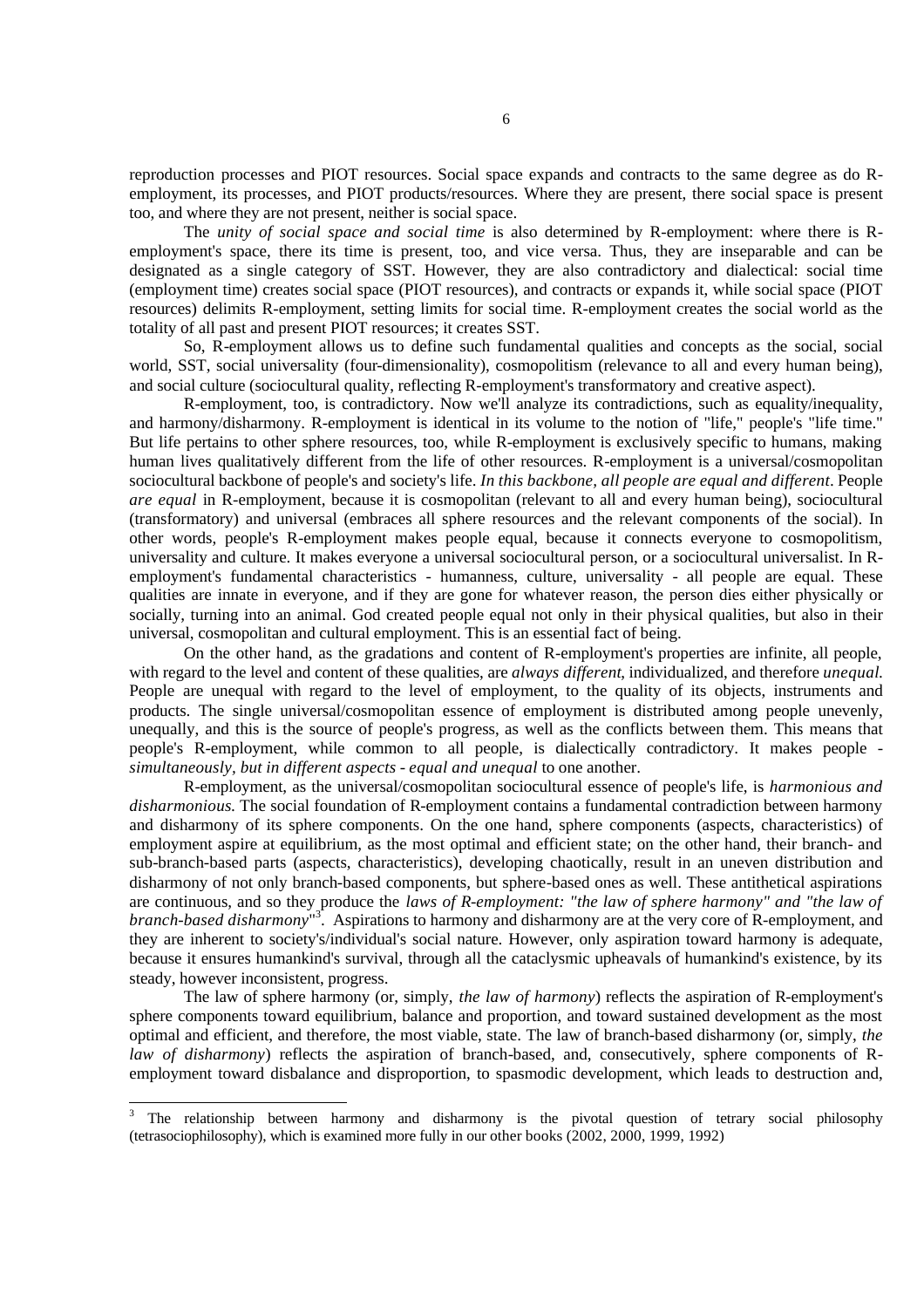reproduction processes and PIOT resources. Social space expands and contracts to the same degree as do R-employment, its processes, and PIOT products/resources. Where they are present, there social space is present too, and where they are not present, neither is social space.

The *unity of social space and social time* is also determined by R-employment: where there is R-employment's space, there its time is present, too, and vice versa. Thus, they are inseparable and can be designated as a single category of SST. However, they are also contradictory and dialectical: social time (employment time) creates social space (PIOT resources), and contracts or expands it, while social space (PIOT resources) delimits R-employment, setting limits for social time. R-employment creates the social world as the totality of all past and present PIOT resources; it creates SST.

So, R-employment allows us to define such fundamental qualities and concepts as the social, social world, SST, social universality (four-dimensionality), cosmopolitism (relevance to all and every human being), and social culture (sociocultural quality, reflecting R-employment's transformatory and creative aspect).

R-employment, too, is contradictory. Now we'll analyze its contradictions, such as equality/inequality, and harmony/disharmony. R-employment is identical in its volume to the notion of "life," people's "life time." But life pertains to other sphere resources, too, while R-employment is exclusively specific to humans, making human lives qualitatively different from the life of other resources. R-employment is a universal/cosmopolitan sociocultural backbone of people's and society's life. *In this backbone, all people are equal and different*. People *are equal* in R-employment, because it is cosmopolitan (relevant to all and every human being), sociocultural (transformatory) and universal (embraces all sphere resources and the relevant components of the social). In other words, people's R-employment makes people equal, because it connects everyone to cosmopolitism, universality and culture. It makes everyone a universal sociocultural person, or a sociocultural universalist. In R-employment's fundamental characteristics - humanness, culture, universality - all people are equal. These qualities are innate in everyone, and if they are gone for whatever reason, the person dies either physically or socially, turning into an animal. God created people equal not only in their physical qualities, but also in their universal, cosmopolitan and cultural employment. This is an essential fact of being.

On the other hand, as the gradations and content of R-employment's properties are infinite, all people, with regard to the level and content of these qualities, are *always different,* individualized, and therefore *unequal.* People are unequal with regard to the level of employment, to the quality of its objects, instruments and products. The single universal/cosmopolitan essence of employment is distributed among people unevenly, unequally, and this is the source of people's progress, as well as the conflicts between them. This means that people's R-employment, while common to all people, is dialectically contradictory. It makes people - *simultaneously, but in different aspects - equal and unequal* to one another.

R-employment, as the universal/cosmopolitan sociocultural essence of people's life, is *harmonious and disharmonious.* The social foundation of R-employment contains a fundamental contradiction between harmony and disharmony of its sphere components. On the one hand, sphere components (aspects, characteristics) of employment aspire at equilibrium, as the most optimal and efficient state; on the other hand, their branch- and sub-branch-based parts (aspects, characteristics), developing chaotically, result in an uneven distribution and disharmony of not only branch-based components, but sphere-based ones as well. These antithetical aspirations are continuous, and so they produce the *laws of R-employment: "the law of sphere harmony" and "the law of branch-based disharmony*"[3]. Aspirations to harmony and disharmony are at the very core of R-employment, and they are inherent to society's/individual's social nature. However, only aspiration toward harmony is adequate, because it ensures humankind's survival, through all the cataclysmic upheavals of humankind's existence, by its steady, however inconsistent, progress.

The law of sphere harmony (or, simply, *the law of harmony*) reflects the aspiration of R-employment's sphere components toward equilibrium, balance and proportion, and toward sustained development as the most optimal and efficient, and therefore, the most viable, state. The law of branch-based disharmony (or, simply, *the law of disharmony*) reflects the aspiration of branch-based, and, consecutively, sphere components of R-employment toward disbalance and disproportion, to spasmodic development, which leads to destruction and,

---

[3] The relationship between harmony and disharmony is the pivotal question of tetrary social philosophy (tetrasociophilosophy), which is examined more fully in our other books (2002, 2000, 1999, 1992)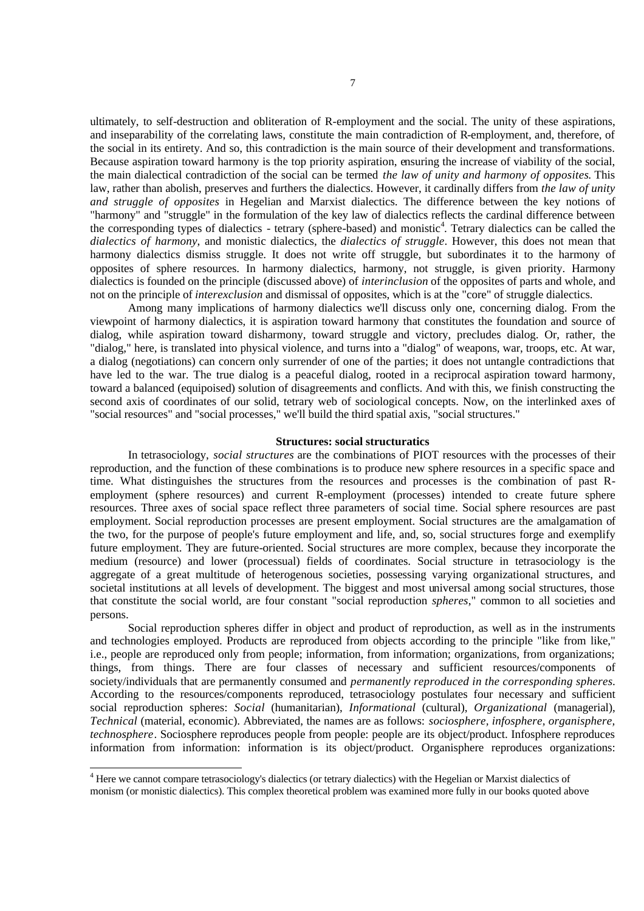ultimately, to self-destruction and obliteration of R-employment and the social. The unity of these aspirations, and inseparability of the correlating laws, constitute the main contradiction of R-employment, and, therefore, of the social in its entirety. And so, this contradiction is the main source of their development and transformations. Because aspiration toward harmony is the top priority aspiration, ensuring the increase of viability of the social, the main dialectical contradiction of the social can be termed *the law of unity and harmony of opposites*. This law, rather than abolish, preserves and furthers the dialectics. However, it cardinally differs from *the law of unity and struggle of opposites* in Hegelian and Marxist dialectics. The difference between the key notions of "harmony" and "struggle" in the formulation of the key law of dialectics reflects the cardinal difference between the corresponding types of dialectics - tetrary (sphere-based) and monistic[4]. Tetrary dialectics can be called the *dialectics of harmony*, and monistic dialectics, the *dialectics of struggle*. However, this does not mean that harmony dialectics dismiss struggle. It does not write off struggle, but subordinates it to the harmony of opposites of sphere resources. In harmony dialectics, harmony, not struggle, is given priority. Harmony dialectics is founded on the principle (discussed above) of *interinclusion* of the opposites of parts and whole, and not on the principle of *interexclusion* and dismissal of opposites, which is at the "core" of struggle dialectics.

Among many implications of harmony dialectics we'll discuss only one, concerning dialog. From the viewpoint of harmony dialectics, it is aspiration toward harmony that constitutes the foundation and source of dialog, while aspiration toward disharmony, toward struggle and victory, precludes dialog. Or, rather, the "dialog," here, is translated into physical violence, and turns into a "dialog" of weapons, war, troops, etc. At war, a dialog (negotiations) can concern only surrender of one of the parties; it does not untangle contradictions that have led to the war. The true dialog is a peaceful dialog, rooted in a reciprocal aspiration toward harmony, toward a balanced (equipoised) solution of disagreements and conflicts. And with this, we finish constructing the second axis of coordinates of our solid, tetrary web of sociological concepts. Now, on the interlinked axes of "social resources" and "social processes," we'll build the third spatial axis, "social structures."

### Structures: social structuratics

In tetrasociology, *social structures* are the combinations of PIOT resources with the processes of their reproduction, and the function of these combinations is to produce new sphere resources in a specific space and time. What distinguishes the structures from the resources and processes is the combination of past R-employment (sphere resources) and current R-employment (processes) intended to create future sphere resources. Three axes of social space reflect three parameters of social time. Social sphere resources are past employment. Social reproduction processes are present employment. Social structures are the amalgamation of the two, for the purpose of people's future employment and life, and, so, social structures forge and exemplify future employment. They are future-oriented. Social structures are more complex, because they incorporate the medium (resource) and lower (processual) fields of coordinates. Social structure in tetrasociology is the aggregate of a great multitude of heterogenous societies, possessing varying organizational structures, and societal institutions at all levels of development. The biggest and most universal among social structures, those that constitute the social world, are four constant "social reproduction *spheres*," common to all societies and persons.

Social reproduction spheres differ in object and product of reproduction, as well as in the instruments and technologies employed. Products are reproduced from objects according to the principle "like from like," i.e., people are reproduced only from people; information, from information; organizations, from organizations; things, from things. There are four classes of necessary and sufficient resources/components of society/individuals that are permanently consumed and *permanently reproduced in the corresponding spheres*. According to the resources/components reproduced, tetrasociology postulates four necessary and sufficient social reproduction spheres: *Social* (humanitarian), *Informational* (cultural), *Organizational* (managerial), *Technical* (material, economic). Abbreviated, the names are as follows: *sociosphere, infosphere, organisphere, technosphere*. Sociosphere reproduces people from people: people are its object/product. Infosphere reproduces information from information: information is its object/product. Organisphere reproduces organizations:

---

[4] Here we cannot compare tetrasociology's dialectics (or tetrary dialectics) with the Hegelian or Marxist dialectics of monism (or monistic dialectics). This complex theoretical problem was examined more fully in our books quoted above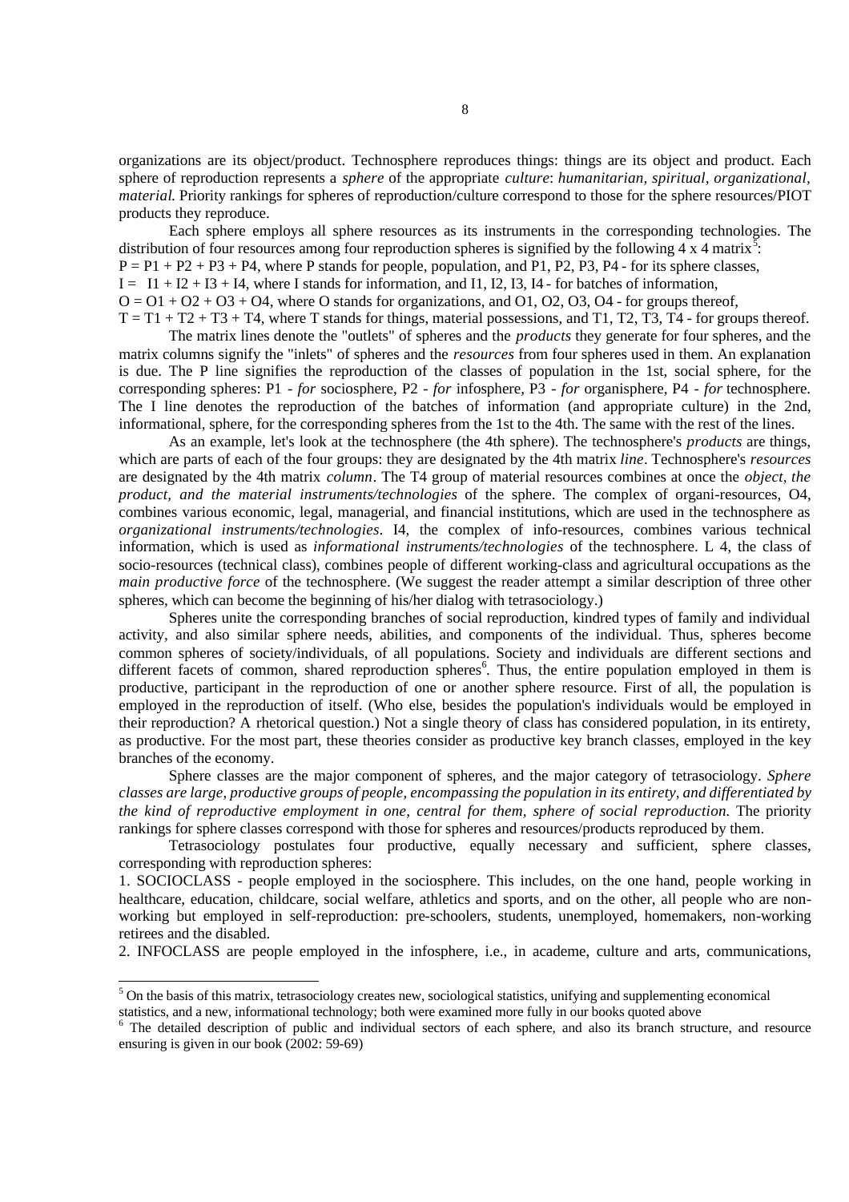organizations are its object/product. Technosphere reproduces things: things are its object and product. Each sphere of reproduction represents a *sphere* of the appropriate *culture*: *humanitarian, spiritual, organizational, material.* Priority rankings for spheres of reproduction/culture correspond to those for the sphere resources/PIOT products they reproduce.

Each sphere employs all sphere resources as its instruments in the corresponding technologies. The distribution of four resources among four reproduction spheres is signified by the following 4 x 4 matrix[5]:

$P = P1 + P2 + P3 + P4$, where P stands for people, population, and P1, P2, P3, P4 - for its sphere classes,

$I = I1 + I2 + I3 + I4$, where I stands for information, and I1, I2, I3, I4 - for batches of information,

$O = O1 + O2 + O3 + O4$, where O stands for organizations, and O1, O2, O3, O4 - for groups thereof,

$T = T1 + T2 + T3 + T4$, where T stands for things, material possessions, and T1, T2, T3, T4 - for groups thereof.

The matrix lines denote the "outlets" of spheres and the *products* they generate for four spheres, and the matrix columns signify the "inlets" of spheres and the *resources* from four spheres used in them. An explanation is due. The P line signifies the reproduction of the classes of population in the 1st, social sphere, for the corresponding spheres: P1 - *for* sociosphere, P2 - *for* infosphere, P3 - *for* organisphere, P4 - *for* technosphere. The I line denotes the reproduction of the batches of information (and appropriate culture) in the 2nd, informational, sphere, for the corresponding spheres from the 1st to the 4th. The same with the rest of the lines.

As an example, let's look at the technosphere (the 4th sphere). The technosphere's *products* are things, which are parts of each of the four groups: they are designated by the 4th matrix *line*. Technosphere's *resources* are designated by the 4th matrix *column*. The T4 group of material resources combines at once the *object, the product, and the material instruments/technologies* of the sphere. The complex of organi-resources, O4, combines various economic, legal, managerial, and financial institutions, which are used in the technosphere as *organizational instruments/technologies*. I4, the complex of info-resources, combines various technical information, which is used as *informational instruments/technologies* of the technosphere. L 4, the class of socio-resources (technical class), combines people of different working-class and agricultural occupations as the *main productive force* of the technosphere. (We suggest the reader attempt a similar description of three other spheres, which can become the beginning of his/her dialog with tetrasociology.)

Spheres unite the corresponding branches of social reproduction, kindred types of family and individual activity, and also similar sphere needs, abilities, and components of the individual. Thus, spheres become common spheres of society/individuals, of all populations. Society and individuals are different sections and different facets of common, shared reproduction spheres[6]. Thus, the entire population employed in them is productive, participant in the reproduction of one or another sphere resource. First of all, the population is employed in the reproduction of itself. (Who else, besides the population's individuals would be employed in their reproduction? A rhetorical question.) Not a single theory of class has considered population, in its entirety, as productive. For the most part, these theories consider as productive key branch classes, employed in the key branches of the economy.

Sphere classes are the major component of spheres, and the major category of tetrasociology. *Sphere classes are large, productive groups of people, encompassing the population in its entirety, and differentiated by the kind of reproductive employment in one, central for them, sphere of social reproduction.* The priority rankings for sphere classes correspond with those for spheres and resources/products reproduced by them.

Tetrasociology postulates four productive, equally necessary and sufficient, sphere classes, corresponding with reproduction spheres:

1. SOCIOCLASS - people employed in the sociosphere. This includes, on the one hand, people working in healthcare, education, childcare, social welfare, athletics and sports, and on the other, all people who are non-working but employed in self-reproduction: pre-schoolers, students, unemployed, homemakers, non-working retirees and the disabled.
2. INFOCLASS are people employed in the infosphere, i.e., in academe, culture and arts, communications,

---

[5] On the basis of this matrix, tetrasociology creates new, sociological statistics, unifying and supplementing economical statistics, and a new, informational technology; both were examined more fully in our books quoted above

[6] The detailed description of public and individual sectors of each sphere, and also its branch structure, and resource ensuring is given in our book (2002: 59-69)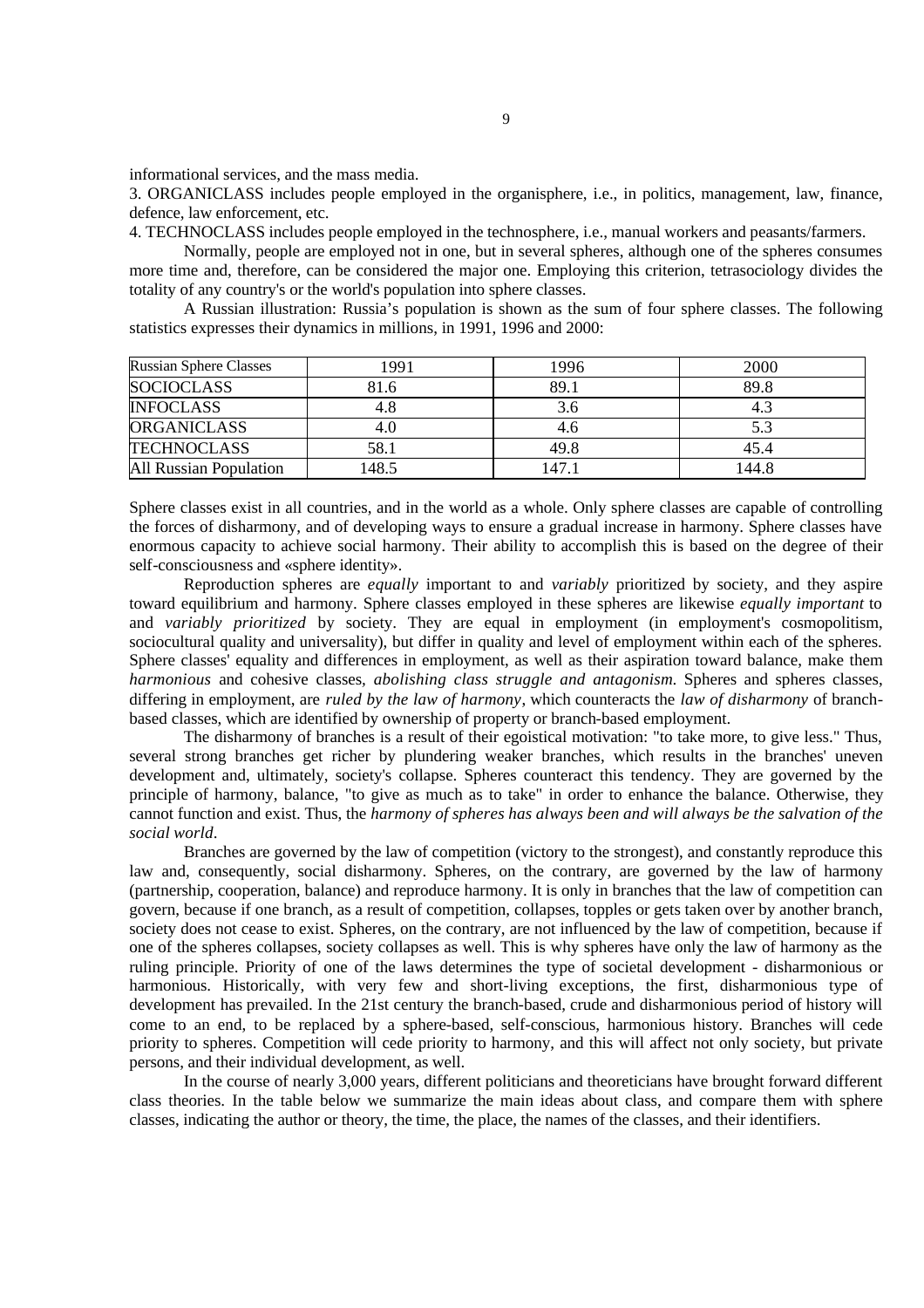informational services, and the mass media.

3. ORGANICLASS includes people employed in the organisphere, i.e., in politics, management, law, finance, defence, law enforcement, etc.

4. TECHNOCLASS includes people employed in the technosphere, i.e., manual workers and peasants/farmers.

Normally, people are employed not in one, but in several spheres, although one of the spheres consumes more time and, therefore, can be considered the major one. Employing this criterion, tetrasociology divides the totality of any country's or the world's population into sphere classes.

A Russian illustration: Russia's population is shown as the sum of four sphere classes. The following statistics expresses their dynamics in millions, in 1991, 1996 and 2000:

| Russian Sphere Classes | 1991 | 1996 | 2000 |
|---|---|---|---|
| SOCIOCLASS | 81.6 | 89.1 | 89.8 |
| INFOCLASS | 4.8 | 3.6 | 4.3 |
| ORGANICLASS | 4.0 | 4.6 | 5.3 |
| TECHNOCLASS | 58.1 | 49.8 | 45.4 |
| All Russian Population | 148.5 | 147.1 | 144.8 |

Sphere classes exist in all countries, and in the world as a whole. Only sphere classes are capable of controlling the forces of disharmony, and of developing ways to ensure a gradual increase in harmony. Sphere classes have enormous capacity to achieve social harmony. Their ability to accomplish this is based on the degree of their self-consciousness and «sphere identity».

Reproduction spheres are *equally* important to and *variably* prioritized by society, and they aspire toward equilibrium and harmony. Sphere classes employed in these spheres are likewise *equally important* to and *variably prioritized* by society. They are equal in employment (in employment's cosmopolitism, sociocultural quality and universality), but differ in quality and level of employment within each of the spheres. Sphere classes' equality and differences in employment, as well as their aspiration toward balance, make them *harmonious* and cohesive classes, *abolishing class struggle and antagonism*. Spheres and spheres classes, differing in employment, are *ruled by the law of harmony*, which counteracts the *law of disharmony* of branch-based classes, which are identified by ownership of property or branch-based employment.

The disharmony of branches is a result of their egoistical motivation: "to take more, to give less." Thus, several strong branches get richer by plundering weaker branches, which results in the branches' uneven development and, ultimately, society's collapse. Spheres counteract this tendency. They are governed by the principle of harmony, balance, "to give as much as to take" in order to enhance the balance. Otherwise, they cannot function and exist. Thus, the *harmony of spheres has always been and will always be the salvation of the social world*.

Branches are governed by the law of competition (victory to the strongest), and constantly reproduce this law and, consequently, social disharmony. Spheres, on the contrary, are governed by the law of harmony (partnership, cooperation, balance) and reproduce harmony. It is only in branches that the law of competition can govern, because if one branch, as a result of competition, collapses, topples or gets taken over by another branch, society does not cease to exist. Spheres, on the contrary, are not influenced by the law of competition, because if one of the spheres collapses, society collapses as well. This is why spheres have only the law of harmony as the ruling principle. Priority of one of the laws determines the type of societal development - disharmonious or harmonious. Historically, with very few and short-living exceptions, the first, disharmonious type of development has prevailed. In the 21st century the branch-based, crude and disharmonious period of history will come to an end, to be replaced by a sphere-based, self-conscious, harmonious history. Branches will cede priority to spheres. Competition will cede priority to harmony, and this will affect not only society, but private persons, and their individual development, as well.

In the course of nearly 3,000 years, different politicians and theoreticians have brought forward different class theories. In the table below we summarize the main ideas about class, and compare them with sphere classes, indicating the author or theory, the time, the place, the names of the classes, and their identifiers.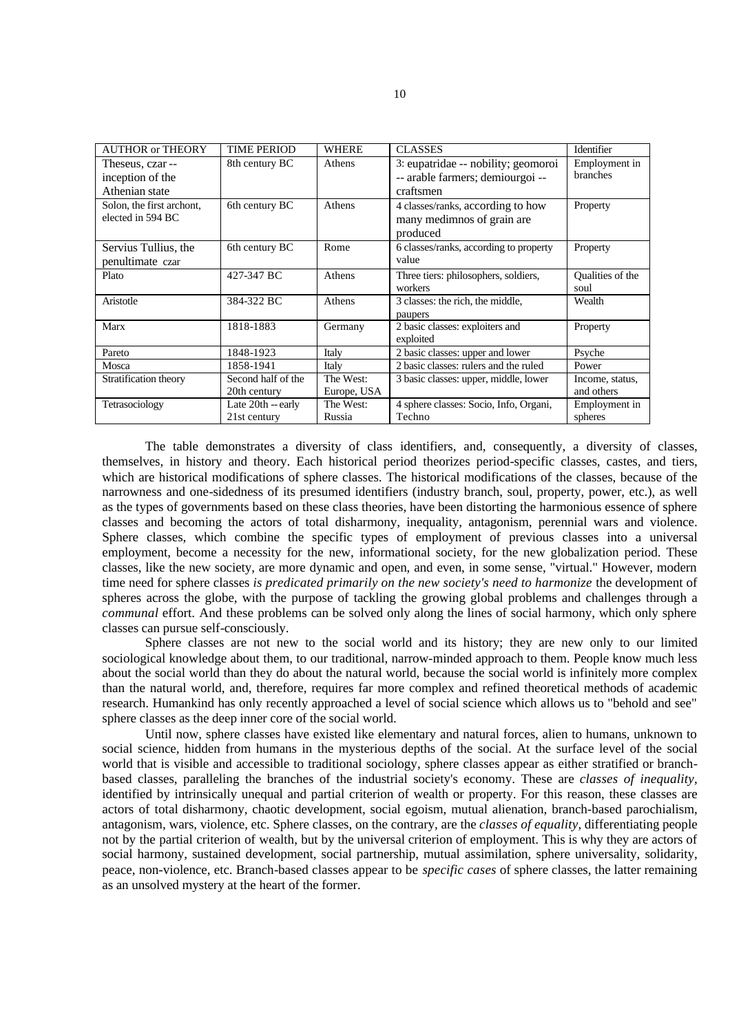| AUTHOR or THEORY | TIME PERIOD | WHERE | CLASSES | Identifier |
|---|---|---|---|---|
| Theseus, czar -- inception of the Athenian state | 8th century BC | Athens | 3: eupatridae -- nobility; geomoroi -- arable farmers; demiourgoi -- craftsmen | Employment in branches |
| Solon, the first archont, elected in 594 BC | 6th century BC | Athens | 4 classes/ranks, according to how many medimnos of grain are produced | Property |
| Servius Tullius, the penultimate czar | 6th century BC | Rome | 6 classes/ranks, according to property value | Property |
| Plato | 427-347 BC | Athens | Three tiers: philosophers, soldiers, workers | Qualities of the soul |
| Aristotle | 384-322 BC | Athens | 3 classes: the rich, the middle, paupers | Wealth |
| Marx | 1818-1883 | Germany | 2 basic classes: exploiters and exploited | Property |
| Pareto | 1848-1923 | Italy | 2 basic classes: upper and lower | Psyche |
| Mosca | 1858-1941 | Italy | 2 basic classes: rulers and the ruled | Power |
| Stratification theory | Second half of the 20th century | The West: Europe, USA | 3 basic classes: upper, middle, lower | Income, status, and others |
| Tetrasociology | Late 20th -- early 21st century | The West: Russia | 4 sphere classes: Socio, Info, Organi, Techno | Employment in spheres |

The table demonstrates a diversity of class identifiers, and, consequently, a diversity of classes, themselves, in history and theory. Each historical period theorizes period-specific classes, castes, and tiers, which are historical modifications of sphere classes. The historical modifications of the classes, because of the narrowness and one-sidedness of its presumed identifiers (industry branch, soul, property, power, etc.), as well as the types of governments based on these class theories, have been distorting the harmonious essence of sphere classes and becoming the actors of total disharmony, inequality, antagonism, perennial wars and violence. Sphere classes, which combine the specific types of employment of previous classes into a universal employment, become a necessity for the new, informational society, for the new globalization period. These classes, like the new society, are more dynamic and open, and even, in some sense, "virtual." However, modern time need for sphere classes *is predicated primarily on the new society's need to harmonize* the development of spheres across the globe, with the purpose of tackling the growing global problems and challenges through a *communal* effort. And these problems can be solved only along the lines of social harmony, which only sphere classes can pursue self-consciously.

Sphere classes are not new to the social world and its history; they are new only to our limited sociological knowledge about them, to our traditional, narrow-minded approach to them. People know much less about the social world than they do about the natural world, because the social world is infinitely more complex than the natural world, and, therefore, requires far more complex and refined theoretical methods of academic research. Humankind has only recently approached a level of social science which allows us to "behold and see" sphere classes as the deep inner core of the social world.

Until now, sphere classes have existed like elementary and natural forces, alien to humans, unknown to social science, hidden from humans in the mysterious depths of the social. At the surface level of the social world that is visible and accessible to traditional sociology, sphere classes appear as either stratified or branch-based classes, paralleling the branches of the industrial society's economy. These are *classes of inequality*, identified by intrinsically unequal and partial criterion of wealth or property. For this reason, these classes are actors of total disharmony, chaotic development, social egoism, mutual alienation, branch-based parochialism, antagonism, wars, violence, etc. Sphere classes, on the contrary, are the *classes of equality*, differentiating people not by the partial criterion of wealth, but by the universal criterion of employment. This is why they are actors of social harmony, sustained development, social partnership, mutual assimilation, sphere universality, solidarity, peace, non-violence, etc. Branch-based classes appear to be *specific cases* of sphere classes, the latter remaining as an unsolved mystery at the heart of the former.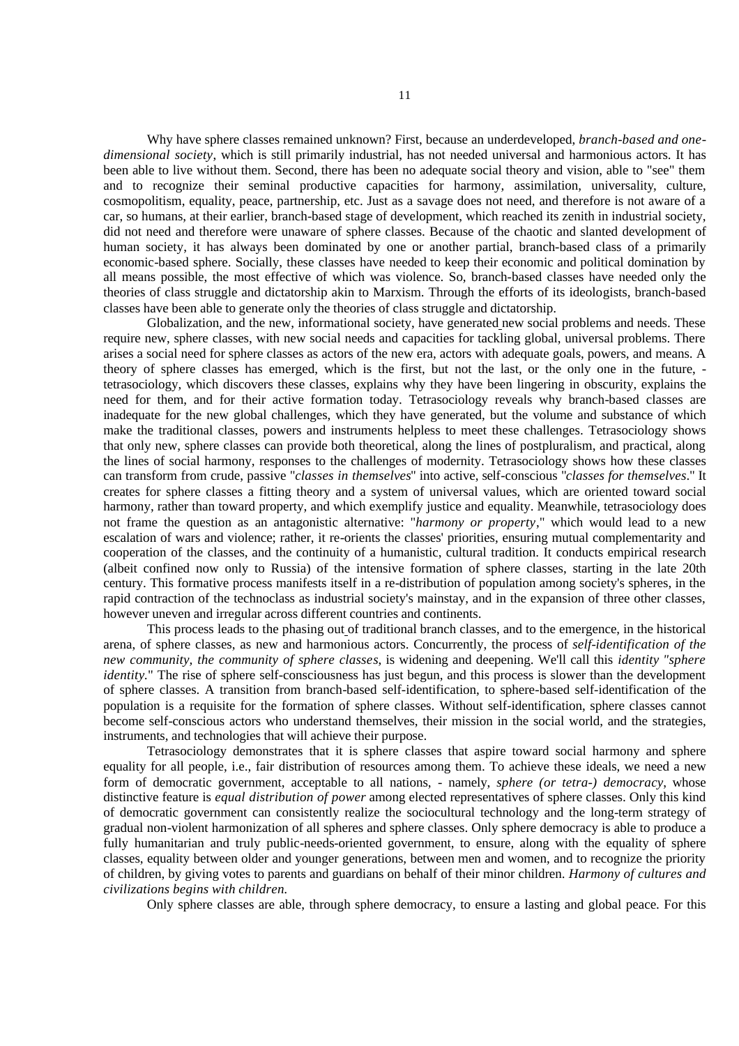Why have sphere classes remained unknown? First, because an underdeveloped, *branch-based and one-dimensional society*, which is still primarily industrial, has not needed universal and harmonious actors. It has been able to live without them. Second, there has been no adequate social theory and vision, able to "see" them and to recognize their seminal productive capacities for harmony, assimilation, universality, culture, cosmopolitism, equality, peace, partnership, etc. Just as a savage does not need, and therefore is not aware of a car, so humans, at their earlier, branch-based stage of development, which reached its zenith in industrial society, did not need and therefore were unaware of sphere classes. Because of the chaotic and slanted development of human society, it has always been dominated by one or another partial, branch-based class of a primarily economic-based sphere. Socially, these classes have needed to keep their economic and political domination by all means possible, the most effective of which was violence. So, branch-based classes have needed only the theories of class struggle and dictatorship akin to Marxism. Through the efforts of its ideologists, branch-based classes have been able to generate only the theories of class struggle and dictatorship.

Globalization, and the new, informational society, have generated new social problems and needs. These require new, sphere classes, with new social needs and capacities for tackling global, universal problems. There arises a social need for sphere classes as actors of the new era, actors with adequate goals, powers, and means. A theory of sphere classes has emerged, which is the first, but not the last, or the only one in the future, - tetrasociology, which discovers these classes, explains why they have been lingering in obscurity, explains the need for them, and for their active formation today. Tetrasociology reveals why branch-based classes are inadequate for the new global challenges, which they have generated, but the volume and substance of which make the traditional classes, powers and instruments helpless to meet these challenges. Tetrasociology shows that only new, sphere classes can provide both theoretical, along the lines of postpluralism, and practical, along the lines of social harmony, responses to the challenges of modernity. Tetrasociology shows how these classes can transform from crude, passive "*classes in themselves*" into active, self-conscious "*classes for themselves*." It creates for sphere classes a fitting theory and a system of universal values, which are oriented toward social harmony, rather than toward property, and which exemplify justice and equality. Meanwhile, tetrasociology does not frame the question as an antagonistic alternative: "*harmony or property*," which would lead to a new escalation of wars and violence; rather, it re-orients the classes' priorities, ensuring mutual complementarity and cooperation of the classes, and the continuity of a humanistic, cultural tradition. It conducts empirical research (albeit confined now only to Russia) of the intensive formation of sphere classes, starting in the late 20th century. This formative process manifests itself in a re-distribution of population among society's spheres, in the rapid contraction of the technoclass as industrial society's mainstay, and in the expansion of three other classes, however uneven and irregular across different countries and continents.

This process leads to the phasing out of traditional branch classes, and to the emergence, in the historical arena, of sphere classes, as new and harmonious actors. Concurrently, the process of *self-identification of the new community, the community of sphere classes*, is widening and deepening. We'll call this *identity "sphere identity."* The rise of sphere self-consciousness has just begun, and this process is slower than the development of sphere classes. A transition from branch-based self-identification, to sphere-based self-identification of the population is a requisite for the formation of sphere classes. Without self-identification, sphere classes cannot become self-conscious actors who understand themselves, their mission in the social world, and the strategies, instruments, and technologies that will achieve their purpose.

Tetrasociology demonstrates that it is sphere classes that aspire toward social harmony and sphere equality for all people, i.e., fair distribution of resources among them. To achieve these ideals, we need a new form of democratic government, acceptable to all nations, - namely, *sphere (or tetra-) democracy*, whose distinctive feature is *equal distribution of power* among elected representatives of sphere classes. Only this kind of democratic government can consistently realize the sociocultural technology and the long-term strategy of gradual non-violent harmonization of all spheres and sphere classes. Only sphere democracy is able to produce a fully humanitarian and truly public-needs-oriented government, to ensure, along with the equality of sphere classes, equality between older and younger generations, between men and women, and to recognize the priority of children, by giving votes to parents and guardians on behalf of their minor children. *Harmony of cultures and civilizations begins with children.*

Only sphere classes are able, through sphere democracy, to ensure a lasting and global peace. For this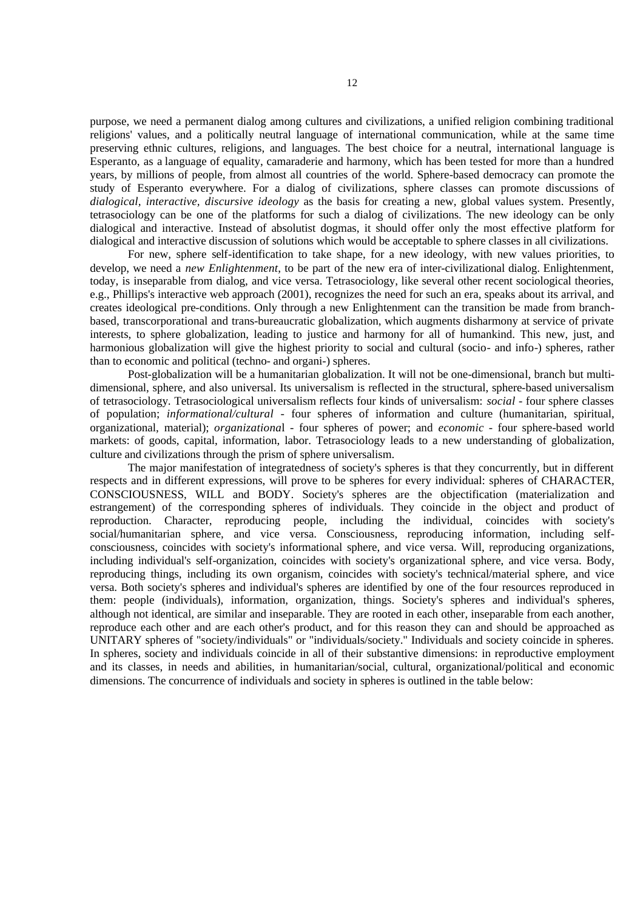purpose, we need a permanent dialog among cultures and civilizations, a unified religion combining traditional religions' values, and a politically neutral language of international communication, while at the same time preserving ethnic cultures, religions, and languages. The best choice for a neutral, international language is Esperanto, as a language of equality, camaraderie and harmony, which has been tested for more than a hundred years, by millions of people, from almost all countries of the world. Sphere-based democracy can promote the study of Esperanto everywhere. For a dialog of civilizations, sphere classes can promote discussions of *dialogical, interactive, discursive ideology* as the basis for creating a new, global values system. Presently, tetrasociology can be one of the platforms for such a dialog of civilizations. The new ideology can be only dialogical and interactive. Instead of absolutist dogmas, it should offer only the most effective platform for dialogical and interactive discussion of solutions which would be acceptable to sphere classes in all civilizations.

For new, sphere self-identification to take shape, for a new ideology, with new values priorities, to develop, we need a *new Enlightenment*, to be part of the new era of inter-civilizational dialog. Enlightenment, today, is inseparable from dialog, and vice versa. Tetrasociology, like several other recent sociological theories, e.g., Phillips's interactive web approach (2001), recognizes the need for such an era, speaks about its arrival, and creates ideological pre-conditions. Only through a new Enlightenment can the transition be made from branch-based, transcorporational and trans-bureaucratic globalization, which augments disharmony at service of private interests, to sphere globalization, leading to justice and harmony for all of humankind. This new, just, and harmonious globalization will give the highest priority to social and cultural (socio- and info-) spheres, rather than to economic and political (techno- and organi-) spheres.

Post-globalization will be a humanitarian globalization. It will not be one-dimensional, branch but multi-dimensional, sphere, and also universal. Its universalism is reflected in the structural, sphere-based universalism of tetrasociology. Tetrasociological universalism reflects four kinds of universalism: *social* - four sphere classes of population; *informational/cultural* - four spheres of information and culture (humanitarian, spiritual, organizational, material); *organizational* - four spheres of power; and *economic* - four sphere-based world markets: of goods, capital, information, labor. Tetrasociology leads to a new understanding of globalization, culture and civilizations through the prism of sphere universalism.

The major manifestation of integratedness of society's spheres is that they concurrently, but in different respects and in different expressions, will prove to be spheres for every individual: spheres of CHARACTER, CONSCIOUSNESS, WILL and BODY. Society's spheres are the objectification (materialization and estrangement) of the corresponding spheres of individuals. They coincide in the object and product of reproduction. Character, reproducing people, including the individual, coincides with society's social/humanitarian sphere, and vice versa. Consciousness, reproducing information, including self-consciousness, coincides with society's informational sphere, and vice versa. Will, reproducing organizations, including individual's self-organization, coincides with society's organizational sphere, and vice versa. Body, reproducing things, including its own organism, coincides with society's technical/material sphere, and vice versa. Both society's spheres and individual's spheres are identified by one of the four resources reproduced in them: people (individuals), information, organization, things. Society's spheres and individual's spheres, although not identical, are similar and inseparable. They are rooted in each other, inseparable from each another, reproduce each other and are each other's product, and for this reason they can and should be approached as UNITARY spheres of "society/individuals" or "individuals/society." Individuals and society coincide in spheres. In spheres, society and individuals coincide in all of their substantive dimensions: in reproductive employment and its classes, in needs and abilities, in humanitarian/social, cultural, organizational/political and economic dimensions. The concurrence of individuals and society in spheres is outlined in the table below: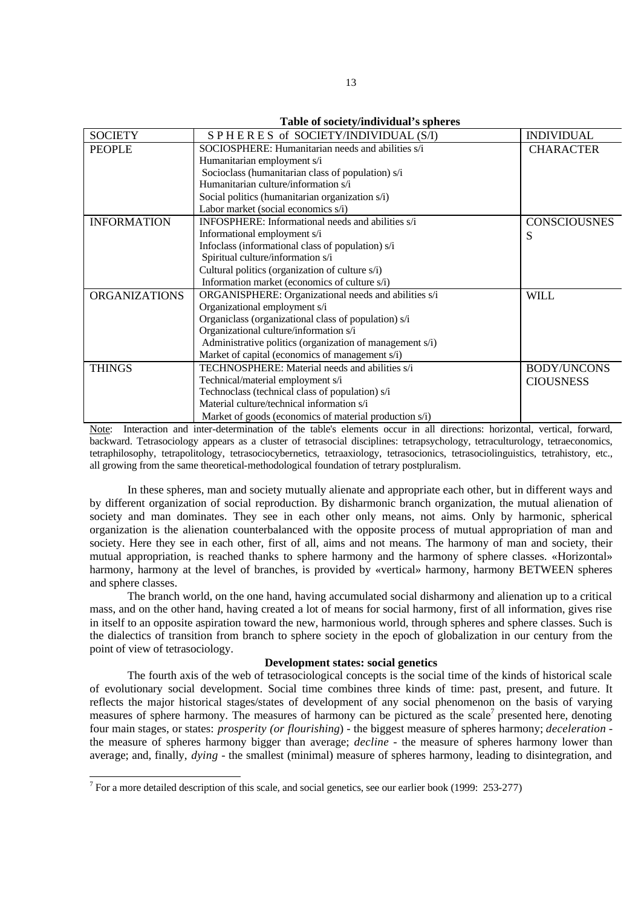**Table of society/individual's spheres**

| SOCIETY | S P H E R E S of SOCIETY/INDIVIDUAL (S/I) | INDIVIDUAL |
|---|---|---|
| PEOPLE | SOCIOSPHERE: Humanitarian needs and abilities s/i<br>Humanitarian employment s/i<br>Socioclass (humanitarian class of population) s/i<br>Humanitarian culture/information s/i<br>Social politics (humanitarian organization s/i)<br>Labor market (social economics s/i) | CHARACTER |
| INFORMATION | INFOSPHERE: Informational needs and abilities s/i<br>Informational employment s/i<br>Infoclass (informational class of population) s/i<br>Spiritual culture/information s/i<br>Cultural politics (organization of culture s/i)<br>Information market (economics of culture s/i) | CONSCIOUSNESS |
| ORGANIZATIONS | ORGANISPHERE: Organizational needs and abilities s/i<br>Organizational employment s/i<br>Organiclass (organizational class of population) s/i<br>Organizational culture/information s/i<br>Administrative politics (organization of management s/i)<br>Market of capital (economics of management s/i) | WILL |
| THINGS | TECHNOSPHERE: Material needs and abilities s/i<br>Technical/material employment s/i<br>Technoclass (technical class of population) s/i<br>Material culture/technical information s/i<br>Market of goods (economics of material production s/i) | BODY/UNCONSCIOUSNESS |

Note: Interaction and inter-determination of the table's elements occur in all directions: horizontal, vertical, forward, backward. Tetrasociology appears as a cluster of tetrasocial disciplines: tetrapsychology, tetraculturology, tetraeconomics, tetraphilosophy, tetrapolitology, tetrasociocybernetics, tetraaxiology, tetrasocionics, tetrasociolinguistics, tetrahistory, etc., all growing from the same theoretical-methodological foundation of tetrary postpluralism.

In these spheres, man and society mutually alienate and appropriate each other, but in different ways and by different organization of social reproduction. By disharmonic branch organization, the mutual alienation of society and man dominates. They see in each other only means, not aims. Only by harmonic, spherical organization is the alienation counterbalanced with the opposite process of mutual appropriation of man and society. Here they see in each other, first of all, aims and not means. The harmony of man and society, their mutual appropriation, is reached thanks to sphere harmony and the harmony of sphere classes. «Horizontal» harmony, harmony at the level of branches, is provided by «vertical» harmony, harmony BETWEEN spheres and sphere classes.

The branch world, on the one hand, having accumulated social disharmony and alienation up to a critical mass, and on the other hand, having created a lot of means for social harmony, first of all information, gives rise in itself to an opposite aspiration toward the new, harmonious world, through spheres and sphere classes. Such is the dialectics of transition from branch to sphere society in the epoch of globalization in our century from the point of view of tetrasociology.

### Development states: social genetics

The fourth axis of the web of tetrasociological concepts is the social time of the kinds of historical scale of evolutionary social development. Social time combines three kinds of time: past, present, and future. It reflects the major historical stages/states of development of any social phenomenon on the basis of varying measures of sphere harmony. The measures of harmony can be pictured as the scale[7] presented here, denoting four main stages, or states: *prosperity (or flourishing*) - the biggest measure of spheres harmony; *deceleration* - the measure of spheres harmony bigger than average; *decline* - the measure of spheres harmony lower than average; and, finally, *dying* - the smallest (minimal) measure of spheres harmony, leading to disintegration, and

[7] For a more detailed description of this scale, and social genetics, see our earlier book (1999: 253-277)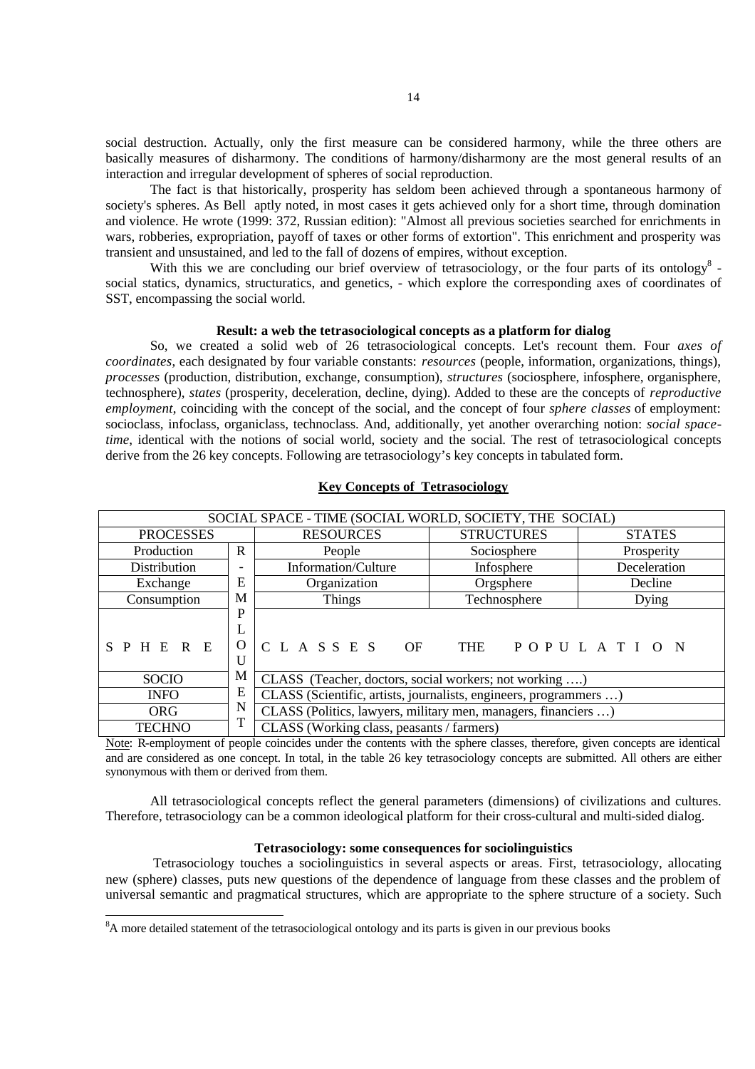social destruction. Actually, only the first measure can be considered harmony, while the three others are basically measures of disharmony. The conditions of harmony/disharmony are the most general results of an interaction and irregular development of spheres of social reproduction.

The fact is that historically, prosperity has seldom been achieved through a spontaneous harmony of society's spheres. As Bell aptly noted, in most cases it gets achieved only for a short time, through domination and violence. He wrote (1999: 372, Russian edition): "Almost all previous societies searched for enrichments in wars, robberies, expropriation, payoff of taxes or other forms of extortion". This enrichment and prosperity was transient and unsustained, and led to the fall of dozens of empires, without exception.

With this we are concluding our brief overview of tetrasociology, or the four parts of its ontology[8] - social statics, dynamics, structuratics, and genetics, - which explore the corresponding axes of coordinates of SST, encompassing the social world.

**Result: a web the tetrasociological concepts as a platform for dialog**

So, we created a solid web of 26 tetrasociological concepts. Let's recount them. Four *axes of coordinates*, each designated by four variable constants: *resources* (people, information, organizations, things), *processes* (production, distribution, exchange, consumption), *structures* (sociosphere, infosphere, organisphere, technosphere), *states* (prosperity, deceleration, decline, dying). Added to these are the concepts of *reproductive employment*, coinciding with the concept of the social, and the concept of four *sphere classes* of employment: socioclass, infoclass, organiclass, technoclass. And, additionally, yet another overarching notion: *social space-time*, identical with the notions of social world, society and the social. The rest of tetrasociological concepts derive from the 26 key concepts. Following are tetrasociology's key concepts in tabulated form.

**Key Concepts of Tetrasociology**

| SOCIAL SPACE - TIME (SOCIAL WORLD, SOCIETY, THE SOCIAL) | | | | |
|---|---|---|---|---|
| PROCESSES | | RESOURCES | STRUCTURES | STATES |
| Production | R | People | Sociosphere | Prosperity |
| Distribution | - | Information/Culture | Infosphere | Deceleration |
| Exchange | E | Organization | Orgsphere | Decline |
| Consumption | M | Things | Technosphere | Dying |
| S P H E R E | P L O U | C L A S S E S OF THE P O P U L A T I O N | | |
| SOCIO | M | CLASS (Teacher, doctors, social workers; not working ….) | | |
| INFO | E | CLASS (Scientific, artists, journalists, engineers, programmers …) | | |
| ORG | N | CLASS (Politics, lawyers, military men, managers, financiers …) | | |
| TECHNO | T | CLASS (Working class, peasants / farmers) | | |

Note: R-employment of people coincides under the contents with the sphere classes, therefore, given concepts are identical and are considered as one concept. In total, in the table 26 key tetrasociology concepts are submitted. All others are either synonymous with them or derived from them.

All tetrasociological concepts reflect the general parameters (dimensions) of civilizations and cultures. Therefore, tetrasociology can be a common ideological platform for their cross-cultural and multi-sided dialog.

**Tetrasociology: some consequences for sociolinguistics**

Tetrasociology touches a sociolinguistics in several aspects or areas. First, tetrasociology, allocating new (sphere) classes, puts new questions of the dependence of language from these classes and the problem of universal semantic and pragmatical structures, which are appropriate to the sphere structure of a society. Such

[8]A more detailed statement of the tetrasociological ontology and its parts is given in our previous books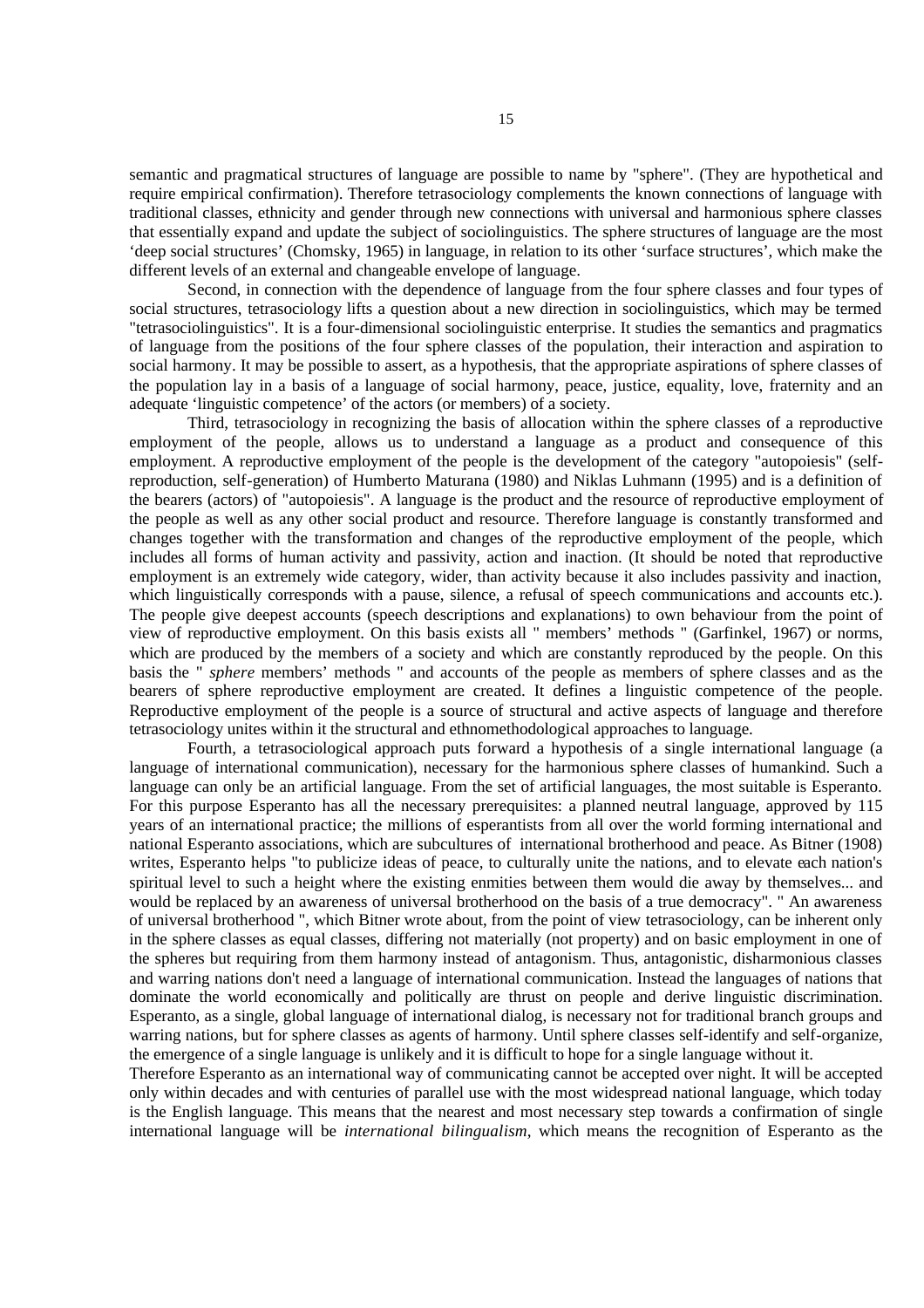semantic and pragmatical structures of language are possible to name by "sphere". (They are hypothetical and require empirical confirmation). Therefore tetrasociology complements the known connections of language with traditional classes, ethnicity and gender through new connections with universal and harmonious sphere classes that essentially expand and update the subject of sociolinguistics. The sphere structures of language are the most 'deep social structures' (Chomsky, 1965) in language, in relation to its other 'surface structures', which make the different levels of an external and changeable envelope of language.

Second, in connection with the dependence of language from the four sphere classes and four types of social structures, tetrasociology lifts a question about a new direction in sociolinguistics, which may be termed "tetrasociolinguistics". It is a four-dimensional sociolinguistic enterprise. It studies the semantics and pragmatics of language from the positions of the four sphere classes of the population, their interaction and aspiration to social harmony. It may be possible to assert, as a hypothesis, that the appropriate aspirations of sphere classes of the population lay in a basis of a language of social harmony, peace, justice, equality, love, fraternity and an adequate 'linguistic competence' of the actors (or members) of a society.

Third, tetrasociology in recognizing the basis of allocation within the sphere classes of a reproductive employment of the people, allows us to understand a language as a product and consequence of this employment. A reproductive employment of the people is the development of the category "autopoiesis" (self-reproduction, self-generation) of Humberto Maturana (1980) and Niklas Luhmann (1995) and is a definition of the bearers (actors) of "autopoiesis". A language is the product and the resource of reproductive employment of the people as well as any other social product and resource. Therefore language is constantly transformed and changes together with the transformation and changes of the reproductive employment of the people, which includes all forms of human activity and passivity, action and inaction. (It should be noted that reproductive employment is an extremely wide category, wider, than activity because it also includes passivity and inaction, which linguistically corresponds with a pause, silence, a refusal of speech communications and accounts etc.). The people give deepest accounts (speech descriptions and explanations) to own behaviour from the point of view of reproductive employment. On this basis exists all " members' methods " (Garfinkel, 1967) or norms, which are produced by the members of a society and which are constantly reproduced by the people. On this basis the " *sphere* members' methods " and accounts of the people as members of sphere classes and as the bearers of sphere reproductive employment are created. It defines a linguistic competence of the people. Reproductive employment of the people is a source of structural and active aspects of language and therefore tetrasociology unites within it the structural and ethnomethodological approaches to language.

Fourth, a tetrasociological approach puts forward a hypothesis of a single international language (a language of international communication), necessary for the harmonious sphere classes of humankind. Such a language can only be an artificial language. From the set of artificial languages, the most suitable is Esperanto. For this purpose Esperanto has all the necessary prerequisites: a planned neutral language, approved by 115 years of an international practice; the millions of esperantists from all over the world forming international and national Esperanto associations, which are subcultures of international brotherhood and peace. As Bitner (1908) writes, Esperanto helps "to publicize ideas of peace, to culturally unite the nations, and to elevate each nation's spiritual level to such a height where the existing enmities between them would die away by themselves... and would be replaced by an awareness of universal brotherhood on the basis of a true democracy". " An awareness of universal brotherhood ", which Bitner wrote about, from the point of view tetrasociology, can be inherent only in the sphere classes as equal classes, differing not materially (not property) and on basic employment in one of the spheres but requiring from them harmony instead of antagonism. Thus, antagonistic, disharmonious classes and warring nations don't need a language of international communication. Instead the languages of nations that dominate the world economically and politically are thrust on people and derive linguistic discrimination. Esperanto, as a single, global language of international dialog, is necessary not for traditional branch groups and warring nations, but for sphere classes as agents of harmony. Until sphere classes self-identify and self-organize, the emergence of a single language is unlikely and it is difficult to hope for a single language without it.

Therefore Esperanto as an international way of communicating cannot be accepted over night. It will be accepted only within decades and with centuries of parallel use with the most widespread national language, which today is the English language. This means that the nearest and most necessary step towards a confirmation of single international language will be *international bilingualism*, which means the recognition of Esperanto as the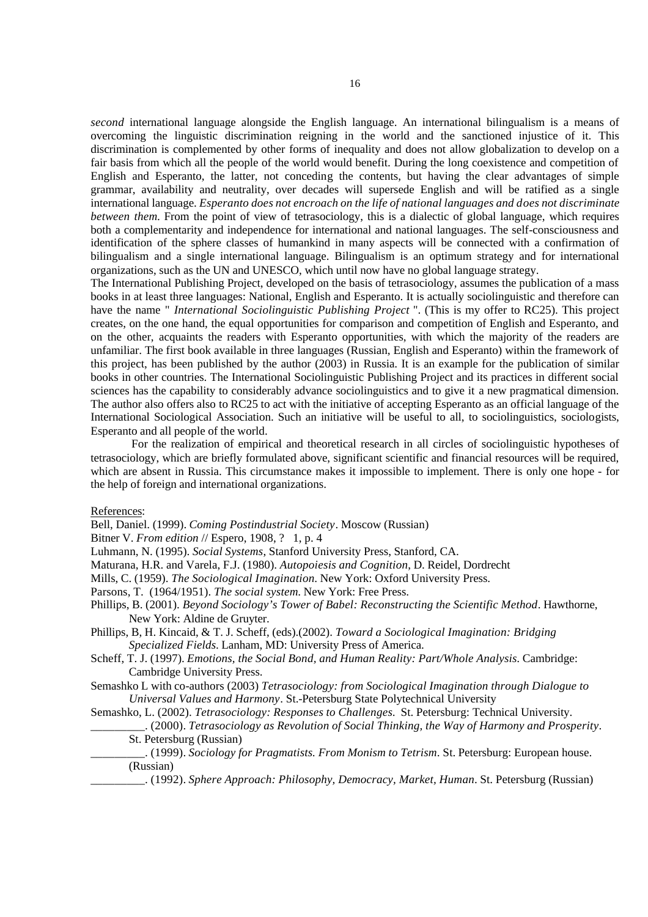*second* international language alongside the English language. An international bilingualism is a means of overcoming the linguistic discrimination reigning in the world and the sanctioned injustice of it. This discrimination is complemented by other forms of inequality and does not allow globalization to develop on a fair basis from which all the people of the world would benefit. During the long coexistence and competition of English and Esperanto, the latter, not conceding the contents, but having the clear advantages of simple grammar, availability and neutrality, over decades will supersede English and will be ratified as a single international language. *Esperanto does not encroach on the life of national languages and does not discriminate between them.* From the point of view of tetrasociology, this is a dialectic of global language, which requires both a complementarity and independence for international and national languages. The self-consciousness and identification of the sphere classes of humankind in many aspects will be connected with a confirmation of bilingualism and a single international language. Bilingualism is an optimum strategy and for international organizations, such as the UN and UNESCO, which until now have no global language strategy.

The International Publishing Project, developed on the basis of tetrasociology, assumes the publication of a mass books in at least three languages: National, English and Esperanto. It is actually sociolinguistic and therefore can have the name " *International Sociolinguistic Publishing Project* ". (This is my offer to RC25). This project creates, on the one hand, the equal opportunities for comparison and competition of English and Esperanto, and on the other, acquaints the readers with Esperanto opportunities, with which the majority of the readers are unfamiliar. The first book available in three languages (Russian, English and Esperanto) within the framework of this project, has been published by the author (2003) in Russia. It is an example for the publication of similar books in other countries. The International Sociolinguistic Publishing Project and its practices in different social sciences has the capability to considerably advance sociolinguistics and to give it a new pragmatical dimension. The author also offers also to RC25 to act with the initiative of accepting Esperanto as an official language of the International Sociological Association. Such an initiative will be useful to all, to sociolinguistics, sociologists, Esperanto and all people of the world.

For the realization of empirical and theoretical research in all circles of sociolinguistic hypotheses of tetrasociology, which are briefly formulated above, significant scientific and financial resources will be required, which are absent in Russia. This circumstance makes it impossible to implement. There is only one hope - for the help of foreign and international organizations.

References:

Bell, Daniel. (1999). *Coming Postindustrial Society*. Moscow (Russian)

Bitner V. *From edition* // Espero, 1908, ? 1, p. 4

Luhmann, N. (1995). *Social Systems*, Stanford University Press, Stanford, CA.

Maturana, H.R. and Varela, F.J. (1980). *Autopoiesis and Cognition*, D. Reidel, Dordrecht

Mills, C. (1959). *The Sociological Imagination*. New York: Oxford University Press.

Parsons, T. (1964/1951). *The social system*. New York: Free Press.

Phillips, B. (2001). *Beyond Sociology's Tower of Babel: Reconstructing the Scientific Method*. Hawthorne, New York: Aldine de Gruyter.

Phillips, B, H. Kincaid, & T. J. Scheff, (eds).(2002). *Toward a Sociological Imagination: Bridging Specialized Fields*. Lanham, MD: University Press of America.

Scheff, T. J. (1997). *Emotions, the Social Bond, and Human Reality: Part/Whole Analysis*. Cambridge: Cambridge University Press.

Semashko L with co-authors (2003) *Tetrasociology: from Sociological Imagination through Dialogue to Universal Values and Harmony*. St.-Petersburg State Polytechnical University

Semashko, L. (2002). *Tetrasociology: Responses to Challenges*. St. Petersburg: Technical University.

_________. (2000). *Tetrasociology as Revolution of Social Thinking, the Way of Harmony and Prosperity*. St. Petersburg (Russian)

_________. (1999). *Sociology for Pragmatists. From Monism to Tetrism*. St. Petersburg: European house. (Russian)

_________. (1992). *Sphere Approach: Philosophy, Democracy, Market, Human*. St. Petersburg (Russian)